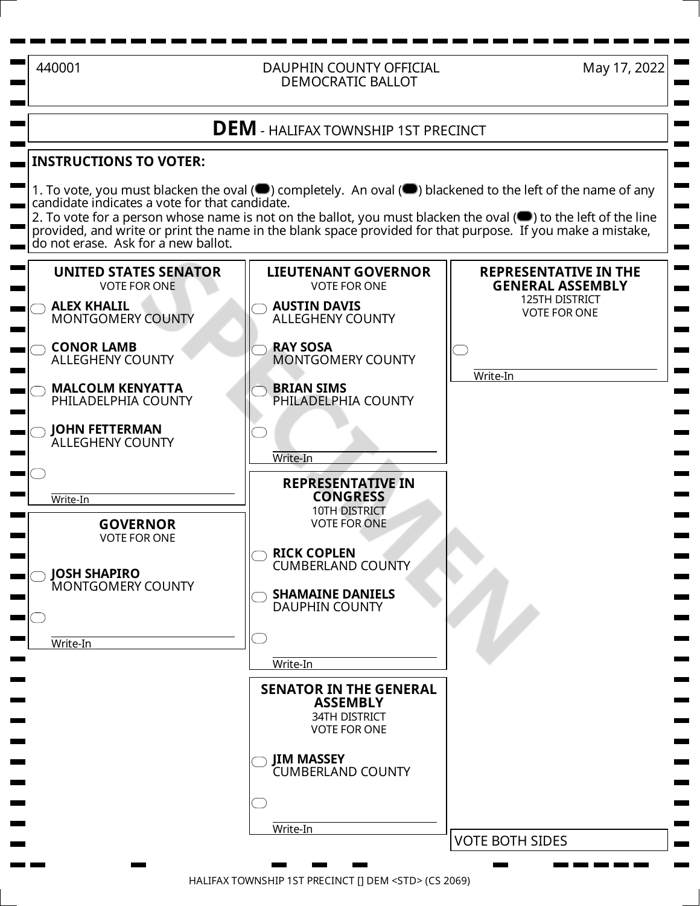440001

DAUPHIN COUNTY OFFICIAL
DEMOCRATIC BALLOT

May 17, 2022

# DEM - HALIFAX TOWNSHIP 1ST PRECINCT

**INSTRUCTIONS TO VOTER:**

1. To vote, you must blacken the oval (⬬) completely. An oval (⬬) blackened to the left of the name of any candidate indicates a vote for that candidate.
2. To vote for a person whose name is not on the ballot, you must blacken the oval (⬬) to the left of the line provided, and write or print the name in the blank space provided for that purpose. If you make a mistake, do not erase. Ask for a new ballot.

## UNITED STATES SENATOR
VOTE FOR ONE

- ⬭ **ALEX KHALIL**
  MONTGOMERY COUNTY
- ⬭ **CONOR LAMB**
  ALLEGHENY COUNTY
- ⬭ **MALCOLM KENYATTA**
  PHILADELPHIA COUNTY
- ⬭ **JOHN FETTERMAN**
  ALLEGHENY COUNTY
- ⬭ ______________________
  Write-In

## GOVERNOR
VOTE FOR ONE

- ⬭ **JOSH SHAPIRO**
  MONTGOMERY COUNTY
- ⬭ ______________________
  Write-In

## LIEUTENANT GOVERNOR
VOTE FOR ONE

- ⬭ **AUSTIN DAVIS**
  ALLEGHENY COUNTY
- ⬭ **RAY SOSA**
  MONTGOMERY COUNTY
- ⬭ **BRIAN SIMS**
  PHILADELPHIA COUNTY
- ⬭ ______________________
  Write-In

## REPRESENTATIVE IN CONGRESS
10TH DISTRICT
VOTE FOR ONE

- ⬭ **RICK COPLEN**
  CUMBERLAND COUNTY
- ⬭ **SHAMAINE DANIELS**
  DAUPHIN COUNTY
- ⬭ ______________________
  Write-In

## SENATOR IN THE GENERAL ASSEMBLY
34TH DISTRICT
VOTE FOR ONE

- ⬭ **JIM MASSEY**
  CUMBERLAND COUNTY
- ⬭ ______________________
  Write-In

## REPRESENTATIVE IN THE GENERAL ASSEMBLY
125TH DISTRICT
VOTE FOR ONE

- ⬭ ______________________
  Write-In

VOTE BOTH SIDES

HALIFAX TOWNSHIP 1ST PRECINCT [] DEM <STD> (CS 2069)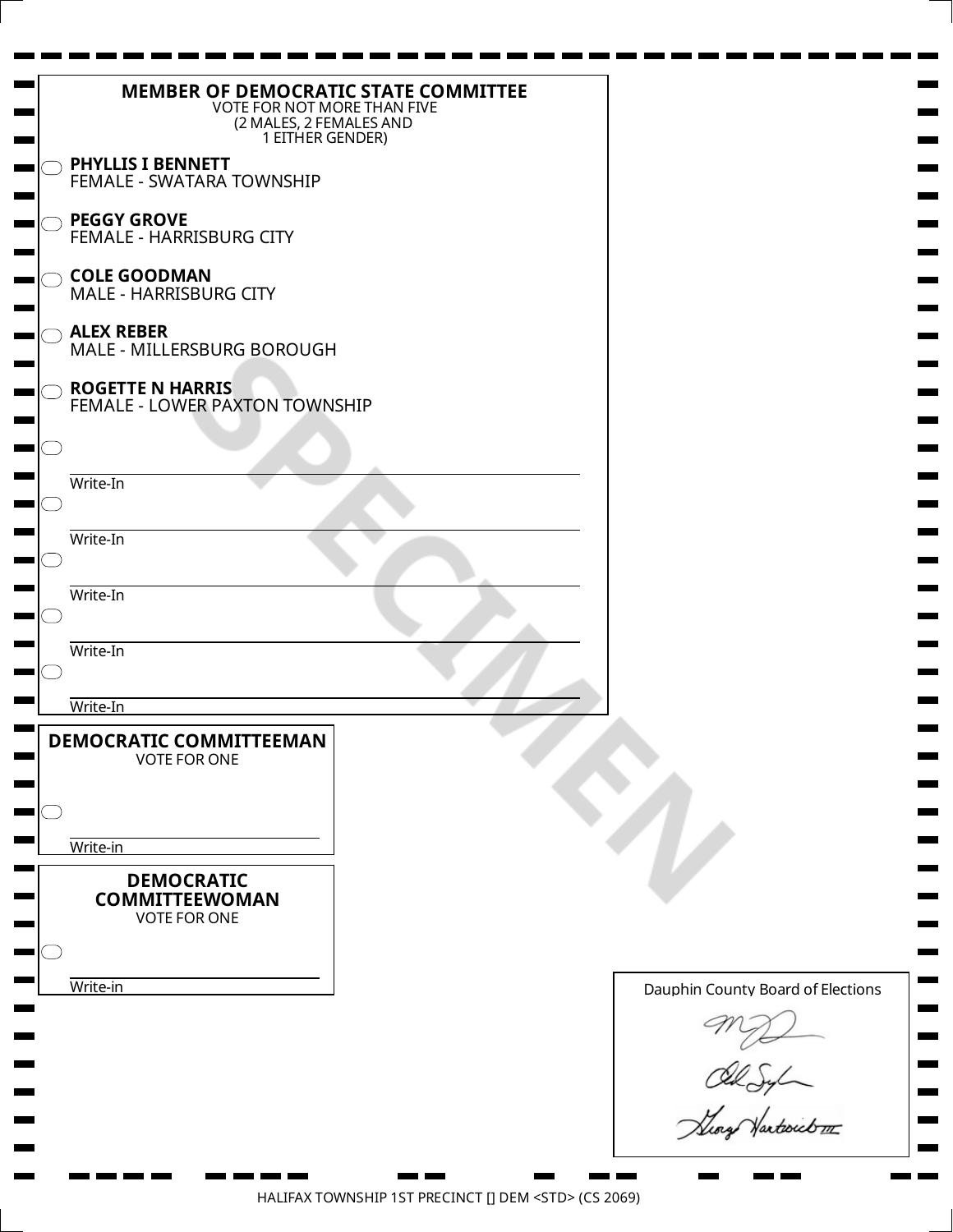## MEMBER OF DEMOCRATIC STATE COMMITTEE

VOTE FOR NOT MORE THAN FIVE
(2 MALES, 2 FEMALES AND
1 EITHER GENDER)

- **PHYLLIS I BENNETT**
  FEMALE - SWATARA TOWNSHIP
- **PEGGY GROVE**
  FEMALE - HARRISBURG CITY
- **COLE GOODMAN**
  MALE - HARRISBURG CITY
- **ALEX REBER**
  MALE - MILLERSBURG BOROUGH
- **ROGETTE N HARRIS**
  FEMALE - LOWER PAXTON TOWNSHIP
- Write-In
- Write-In
- Write-In
- Write-In
- Write-In

## DEMOCRATIC COMMITTEEMAN

VOTE FOR ONE

- Write-in

## DEMOCRATIC COMMITTEEWOMAN

VOTE FOR ONE

- Write-in

SPECIMEN

Dauphin County Board of Elections

HALIFAX TOWNSHIP 1ST PRECINCT [] DEM <STD> (CS 2069)